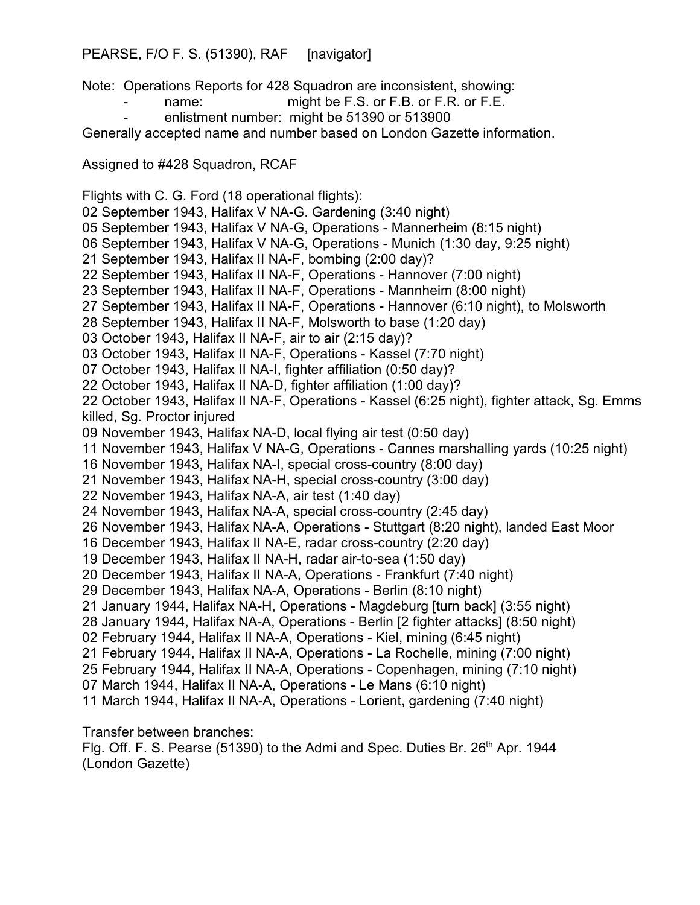PEARSE, F/O F. S. (51390), RAF [navigator]

Note: Operations Reports for 428 Squadron are inconsistent, showing:

- name: might be F.S. or F.B. or F.R. or F.E.
- enlistment number: might be 51390 or 513900

Generally accepted name and number based on London Gazette information.

Assigned to #428 Squadron, RCAF

Flights with C. G. Ford (18 operational flights):

02 September 1943, Halifax V NA-G. Gardening (3:40 night)
05 September 1943, Halifax V NA-G, Operations - Mannerheim (8:15 night)
06 September 1943, Halifax V NA-G, Operations - Munich (1:30 day, 9:25 night)
21 September 1943, Halifax II NA-F, bombing (2:00 day)?
22 September 1943, Halifax II NA-F, Operations - Hannover (7:00 night)
23 September 1943, Halifax II NA-F, Operations - Mannheim (8:00 night)
27 September 1943, Halifax II NA-F, Operations - Hannover (6:10 night), to Molsworth
28 September 1943, Halifax II NA-F, Molsworth to base (1:20 day)
03 October 1943, Halifax II NA-F, air to air (2:15 day)?
03 October 1943, Halifax II NA-F, Operations - Kassel (7:70 night)
07 October 1943, Halifax II NA-I, fighter affiliation (0:50 day)?
22 October 1943, Halifax II NA-D, fighter affiliation (1:00 day)?
22 October 1943, Halifax II NA-F, Operations - Kassel (6:25 night), fighter attack, Sg. Emms killed, Sg. Proctor injured
09 November 1943, Halifax NA-D, local flying air test (0:50 day)
11 November 1943, Halifax V NA-G, Operations - Cannes marshalling yards (10:25 night)
16 November 1943, Halifax NA-I, special cross-country (8:00 day)
21 November 1943, Halifax NA-H, special cross-country (3:00 day)
22 November 1943, Halifax NA-A, air test (1:40 day)
24 November 1943, Halifax NA-A, special cross-country (2:45 day)
26 November 1943, Halifax NA-A, Operations - Stuttgart (8:20 night), landed East Moor
16 December 1943, Halifax II NA-E, radar cross-country (2:20 day)
19 December 1943, Halifax II NA-H, radar air-to-sea (1:50 day)
20 December 1943, Halifax II NA-A, Operations - Frankfurt (7:40 night)
29 December 1943, Halifax NA-A, Operations - Berlin (8:10 night)
21 January 1944, Halifax NA-H, Operations - Magdeburg [turn back] (3:55 night)
28 January 1944, Halifax NA-A, Operations - Berlin [2 fighter attacks] (8:50 night)
02 February 1944, Halifax II NA-A, Operations - Kiel, mining (6:45 night)
21 February 1944, Halifax II NA-A, Operations - La Rochelle, mining (7:00 night)
25 February 1944, Halifax II NA-A, Operations - Copenhagen, mining (7:10 night)
07 March 1944, Halifax II NA-A, Operations - Le Mans (6:10 night)
11 March 1944, Halifax II NA-A, Operations - Lorient, gardening (7:40 night)

Transfer between branches:
Flg. Off. F. S. Pearse (51390) to the Admi and Spec. Duties Br. 26th Apr. 1944 (London Gazette)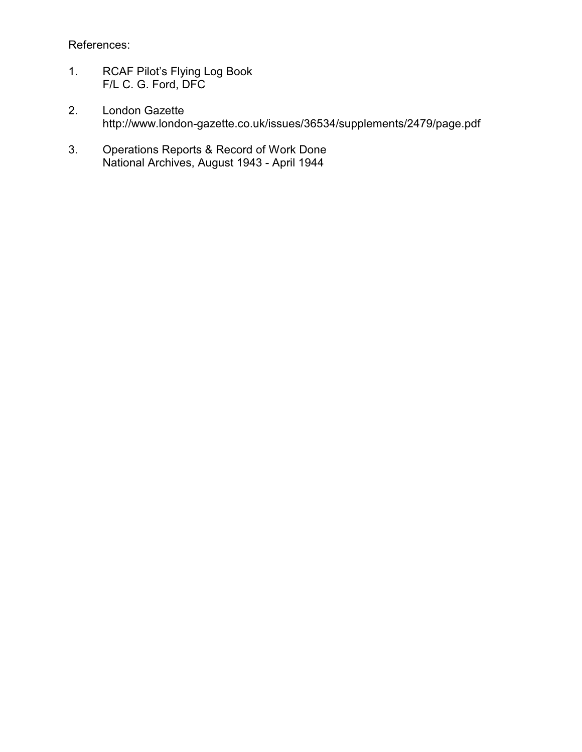References:

1. RCAF Pilot's Flying Log Book  
   F/L C. G. Ford, DFC

2. London Gazette  
   http://www.london-gazette.co.uk/issues/36534/supplements/2479/page.pdf

3. Operations Reports & Record of Work Done  
   National Archives, August 1943 - April 1944